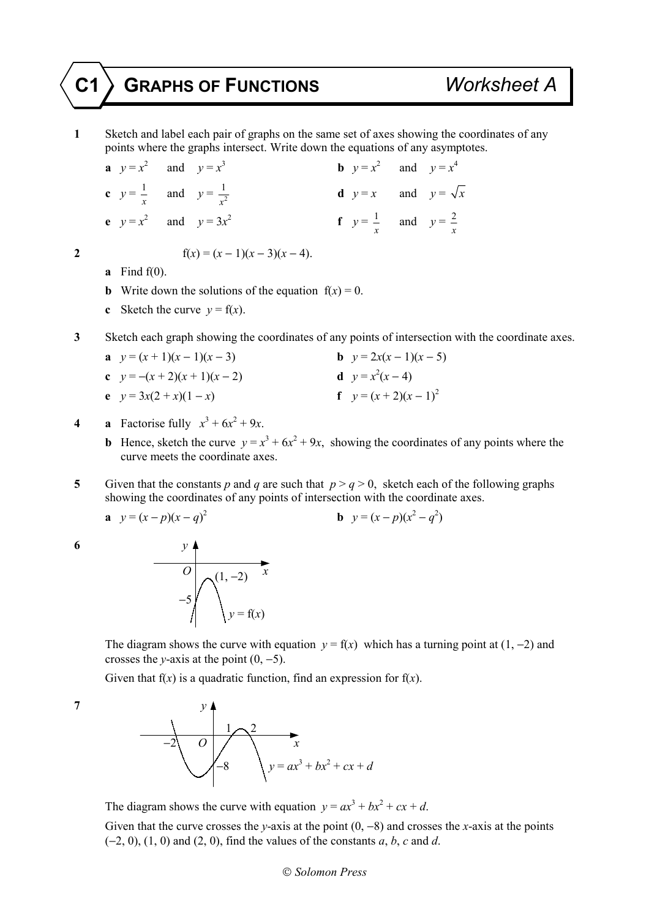# C1 GRAPHS OF FUNCTIONS — Worksheet A

**1** Sketch and label each pair of graphs on the same set of axes showing the coordinates of any points where the graphs intersect. Write down the equations of any asymptotes.

**a** $y = x^2$ and $y = x^3$ **b** $y = x^2$ and $y = x^4$

**c** $y = \frac{1}{x}$ and $y = \frac{1}{x^2}$ **d** $y = x$ and $y = \sqrt{x}$

**e** $y = x^2$ and $y = 3x^2$ **f** $y = \frac{1}{x}$ and $y = \frac{2}{x}$

**2** $\qquad f(x) = (x - 1)(x - 3)(x - 4)$.

**a** Find f(0).

**b** Write down the solutions of the equation $f(x) = 0$.

**c** Sketch the curve $y = f(x)$.

**3** Sketch each graph showing the coordinates of any points of intersection with the coordinate axes.

**a** $y = (x + 1)(x - 1)(x - 3)$ **b** $y = 2x(x - 1)(x - 5)$

**c** $y = -(x + 2)(x + 1)(x - 2)$ **d** $y = x^2(x - 4)$

**e** $y = 3x(2 + x)(1 - x)$ **f** $y = (x + 2)(x - 1)^2$

**4** **a** Factorise fully $x^3 + 6x^2 + 9x$.

**b** Hence, sketch the curve $y = x^3 + 6x^2 + 9x$, showing the coordinates of any points where the curve meets the coordinate axes.

**5** Given that the constants $p$ and $q$ are such that $p > q > 0$, sketch each of the following graphs showing the coordinates of any points of intersection with the coordinate axes.

**a** $y = (x - p)(x - q)^2$ **b** $y = (x - p)(x^2 - q^2)$

**6**

The diagram shows the curve with equation $y = f(x)$ which has a turning point at $(1, -2)$ and crosses the $y$-axis at the point $(0, -5)$.

Given that $f(x)$ is a quadratic function, find an expression for $f(x)$.

**7**

The diagram shows the curve with equation $y = ax^3 + bx^2 + cx + d$.

Given that the curve crosses the $y$-axis at the point $(0, -8)$ and crosses the $x$-axis at the points $(-2, 0)$, $(1, 0)$ and $(2, 0)$, find the values of the constants $a$, $b$, $c$ and $d$.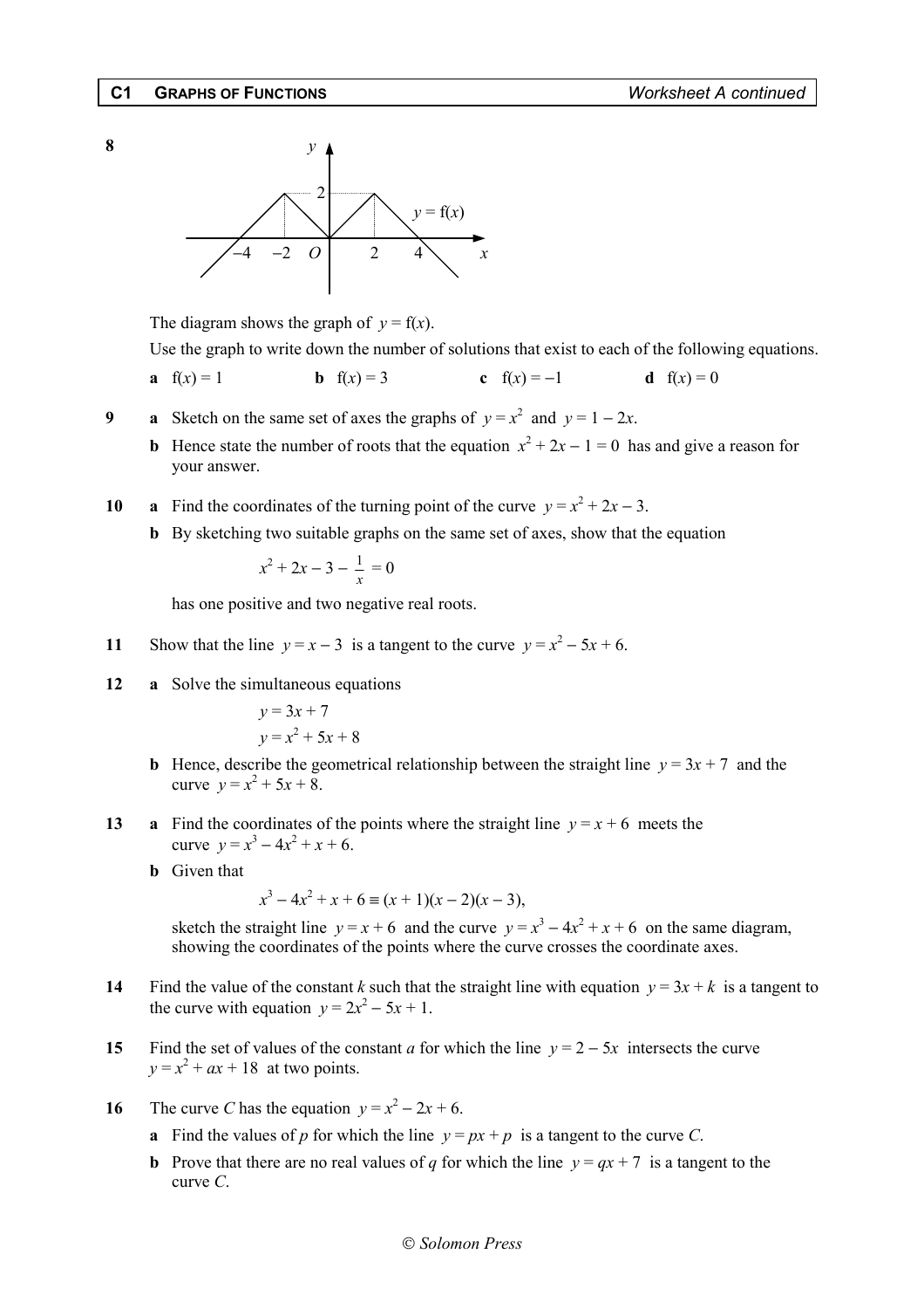**8**

y

2

y = f(x)

−4 −2 O 2 4 x

The diagram shows the graph of $y = \text{f}(x)$.

Use the graph to write down the number of solutions that exist to each of the following equations.

**a** $\text{f}(x) = 1$ **b** $\text{f}(x) = 3$ **c** $\text{f}(x) = -1$ **d** $\text{f}(x) = 0$

**9** **a** Sketch on the same set of axes the graphs of $y = x^2$ and $y = 1 - 2x$.

**b** Hence state the number of roots that the equation $x^2 + 2x - 1 = 0$ has and give a reason for your answer.

**10** **a** Find the coordinates of the turning point of the curve $y = x^2 + 2x - 3$.

**b** By sketching two suitable graphs on the same set of axes, show that the equation

$$x^2 + 2x - 3 - \frac{1}{x} = 0$$

has one positive and two negative real roots.

**11** Show that the line $y = x - 3$ is a tangent to the curve $y = x^2 - 5x + 6$.

**12** **a** Solve the simultaneous equations

$$y = 3x + 7$$
$$y = x^2 + 5x + 8$$

**b** Hence, describe the geometrical relationship between the straight line $y = 3x + 7$ and the curve $y = x^2 + 5x + 8$.

**13** **a** Find the coordinates of the points where the straight line $y = x + 6$ meets the curve $y = x^3 - 4x^2 + x + 6$.

**b** Given that

$$x^3 - 4x^2 + x + 6 \equiv (x + 1)(x - 2)(x - 3),$$

sketch the straight line $y = x + 6$ and the curve $y = x^3 - 4x^2 + x + 6$ on the same diagram, showing the coordinates of the points where the curve crosses the coordinate axes.

**14** Find the value of the constant $k$ such that the straight line with equation $y = 3x + k$ is a tangent to the curve with equation $y = 2x^2 - 5x + 1$.

**15** Find the set of values of the constant $a$ for which the line $y = 2 - 5x$ intersects the curve $y = x^2 + ax + 18$ at two points.

**16** The curve $C$ has the equation $y = x^2 - 2x + 6$.

**a** Find the values of $p$ for which the line $y = px + p$ is a tangent to the curve $C$.

**b** Prove that there are no real values of $q$ for which the line $y = qx + 7$ is a tangent to the curve $C$.